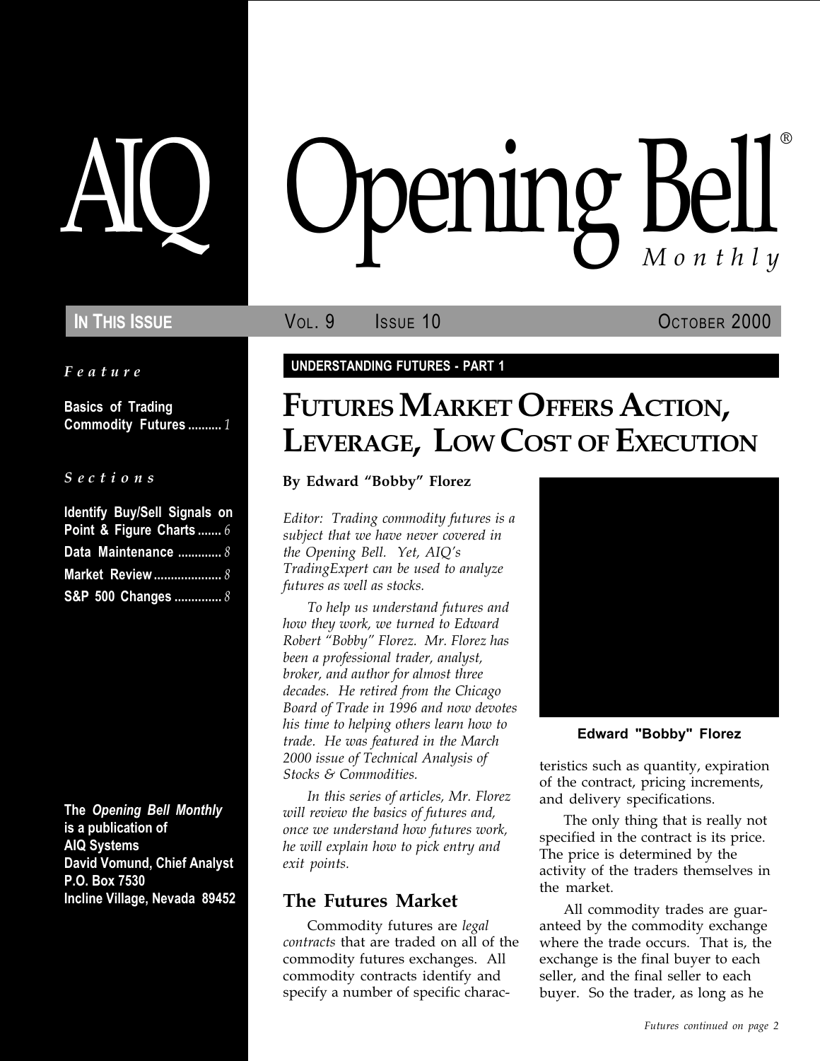# AIQ Opening Bell® Monthly

**IN THIS ISSUE** | VOL. 9 | ISSUE 10 | OCTOBER 2000

*Feature*

**Basics of Trading Commodity Futures** .......... *1*

*Sections*

**Identify Buy/Sell Signals on Point & Figure Charts** ....... *6*
**Data Maintenance** ............. *8*
**Market Review** .................... *8*
**S&P 500 Changes** .............. *8*

**The *Opening Bell Monthly* is a publication of AIQ Systems**
**David Vomund, Chief Analyst**
**P.O. Box 7530**
**Incline Village, Nevada 89452**

**UNDERSTANDING FUTURES - PART 1**

# FUTURES MARKET OFFERS ACTION, LEVERAGE, LOW COST OF EXECUTION

**By Edward "Bobby" Florez**

*Editor: Trading commodity futures is a subject that we have never covered in the Opening Bell. Yet, AIQ's TradingExpert can be used to analyze futures as well as stocks.*

*To help us understand futures and how they work, we turned to Edward Robert "Bobby" Florez. Mr. Florez has been a professional trader, analyst, broker, and author for almost three decades. He retired from the Chicago Board of Trade in 1996 and now devotes his time to helping others learn how to trade. He was featured in the March 2000 issue of Technical Analysis of Stocks & Commodities.*

*In this series of articles, Mr. Florez will review the basics of futures and, once we understand how futures work, he will explain how to pick entry and exit points.*

## The Futures Market

Commodity futures are *legal contracts* that are traded on all of the commodity futures exchanges. All commodity contracts identify and specify a number of specific characteristics such as quantity, expiration of the contract, pricing increments, and delivery specifications.

**Edward "Bobby" Florez**

The only thing that is really not specified in the contract is its price. The price is determined by the activity of the traders themselves in the market.

All commodity trades are guaranteed by the commodity exchange where the trade occurs. That is, the exchange is the final buyer to each seller, and the final seller to each buyer. So the trader, as long as he

*Futures continued on page 2*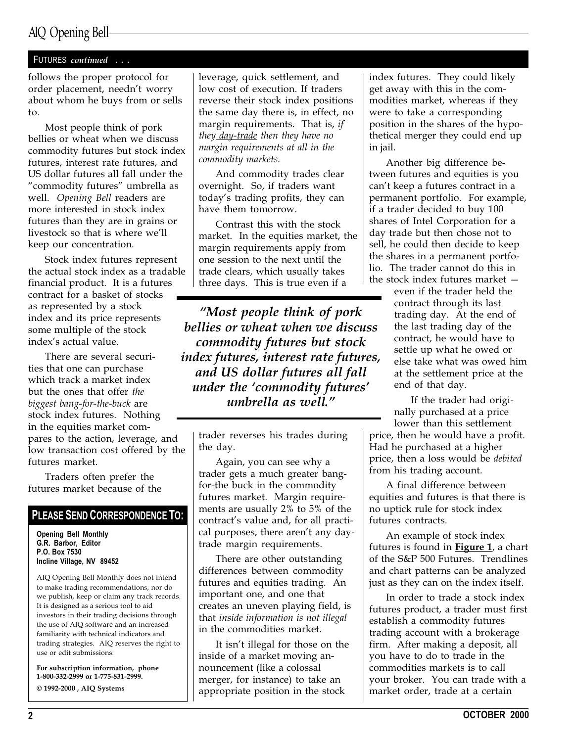FUTURES *continued* . . .

follows the proper protocol for order placement, needn't worry about whom he buys from or sells to.

Most people think of pork bellies or wheat when we discuss commodity futures but stock index futures, interest rate futures, and US dollar futures all fall under the "commodity futures" umbrella as well. *Opening Bell* readers are more interested in stock index futures than they are in grains or livestock so that is where we'll keep our concentration.

Stock index futures represent the actual stock index as a tradable financial product. It is a futures contract for a basket of stocks as represented by a stock index and its price represents some multiple of the stock index's actual value.

There are several securities that one can purchase which track a market index but the ones that offer *the biggest bang-for-the-buck* are stock index futures. Nothing in the equities market compares to the action, leverage, and low transaction cost offered by the futures market.

Traders often prefer the futures market because of the leverage, quick settlement, and low cost of execution. If traders reverse their stock index positions the same day there is, in effect, no margin requirements. That is, *if they day-trade then they have no margin requirements at all in the commodity markets.*

And commodity trades clear overnight. So, if traders want today's trading profits, they can have them tomorrow.

Contrast this with the stock market. In the equities market, the margin requirements apply from one session to the next until the trade clears, which usually takes three days. This is true even if a trader reverses his trades during the day.

> ***"Most people think of pork bellies or wheat when we discuss commodity futures but stock index futures, interest rate futures, and US dollar futures all fall under the 'commodity futures' umbrella as well."***

Again, you can see why a trader gets a much greater bang-for-the buck in the commodity futures market. Margin requirements are usually 2% to 5% of the contract's value and, for all practical purposes, there aren't any day-trade margin requirements.

There are other outstanding differences between commodity futures and equities trading. An important one, and one that creates an uneven playing field, is that *inside information is not illegal* in the commodities market.

It isn't illegal for those on the inside of a market moving announcement (like a colossal merger, for instance) to take an appropriate position in the stock index futures. They could likely get away with this in the commodities market, whereas if they were to take a corresponding position in the shares of the hypothetical merger they could end up in jail.

Another big difference between futures and equities is you can't keep a futures contract in a permanent portfolio. For example, if a trader decided to buy 100 shares of Intel Corporation for a day trade but then chose not to sell, he could then decide to keep the shares in a permanent portfolio. The trader cannot do this in the stock index futures market — even if the trader held the contract through its last trading day. At the end of the last trading day of the contract, he would have to settle up what he owed or else take what was owed him at the settlement price at the end of that day.

If the trader had originally purchased at a price lower than this settlement price, then he would have a profit. Had he purchased at a higher price, then a loss would be *debited* from his trading account.

A final difference between equities and futures is that there is no uptick rule for stock index futures contracts.

An example of stock index futures is found in **Figure 1**, a chart of the S&P 500 Futures. Trendlines and chart patterns can be analyzed just as they can on the index itself.

In order to trade a stock index futures product, a trader must first establish a commodity futures trading account with a brokerage firm. After making a deposit, all you have to do to trade in the commodities markets is to call your broker. You can trade with a market order, trade at a certain

---

## PLEASE SEND CORRESPONDENCE TO:

**Opening Bell Monthly**
**G.R. Barbor, Editor**
**P.O. Box 7530**
**Incline Village, NV 89452**

AIQ Opening Bell Monthly does not intend to make trading recommendations, nor do we publish, keep or claim any track records. It is designed as a serious tool to aid investors in their trading decisions through the use of AIQ software and an increased familiarity with technical indicators and trading strategies. AIQ reserves the right to use or edit submissions.

**For subscription information, phone 1-800-332-2999 or 1-775-831-2999.**

**© 1992-2000 , AIQ Systems**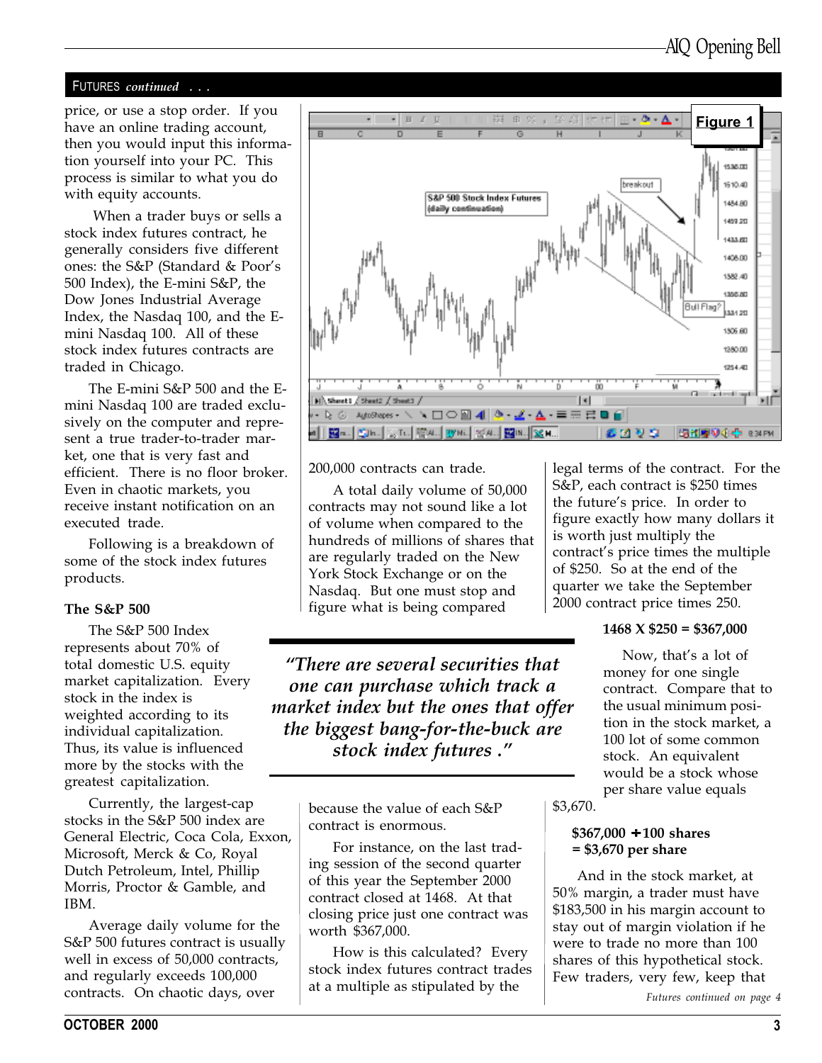## FUTURES *continued . . .*

price, or use a stop order. If you have an online trading account, then you would input this information yourself into your PC. This process is similar to what you do with equity accounts.

When a trader buys or sells a stock index futures contract, he generally considers five different ones: the S&P (Standard & Poor's 500 Index), the E-mini S&P, the Dow Jones Industrial Average Index, the Nasdaq 100, and the E-mini Nasdaq 100. All of these stock index futures contracts are traded in Chicago.

The E-mini S&P 500 and the E-mini Nasdaq 100 are traded exclusively on the computer and represent a true trader-to-trader market, one that is very fast and efficient. There is no floor broker. Even in chaotic markets, you receive instant notification on an executed trade.

Following is a breakdown of some of the stock index futures products.

**The S&P 500**

The S&P 500 Index represents about 70% of total domestic U.S. equity market capitalization. Every stock in the index is weighted according to its individual capitalization. Thus, its value is influenced more by the stocks with the greatest capitalization.

Currently, the largest-cap stocks in the S&P 500 index are General Electric, Coca Cola, Exxon, Microsoft, Merck & Co, Royal Dutch Petroleum, Intel, Phillip Morris, Proctor & Gamble, and IBM.

Average daily volume for the S&P 500 futures contract is usually well in excess of 50,000 contracts, and regularly exceeds 100,000 contracts. On chaotic days, over 200,000 contracts can trade.

A total daily volume of 50,000 contracts may not sound like a lot of volume when compared to the hundreds of millions of shares that are regularly traded on the New York Stock Exchange or on the Nasdaq. But one must stop and figure what is being compared because the value of each S&P contract is enormous.

***"There are several securities that one can purchase which track a market index but the ones that offer the biggest bang-for-the-buck are stock index futures ."***

For instance, on the last trading session of the second quarter of this year the September 2000 contract closed at 1468. At that closing price just one contract was worth $367,000.

How is this calculated? Every stock index futures contract trades at a multiple as stipulated by the legal terms of the contract. For the S&P, each contract is $250 times the future's price. In order to figure exactly how many dollars it is worth just multiply the contract's price times the multiple of $250. So at the end of the quarter we take the September 2000 contract price times 250.

**1468 X $250 = $367,000**

Now, that's a lot of money for one single contract. Compare that to the usual minimum position in the stock market, a 100 lot of some common stock. An equivalent would be a stock whose per share value equals $3,670.

**$367,000 ÷ 100 shares = $3,670 per share**

And in the stock market, at 50% margin, a trader must have $183,500 in his margin account to stay out of margin violation if he were to trade no more than 100 shares of this hypothetical stock. Few traders, very few, keep that

*Futures continued on page 4*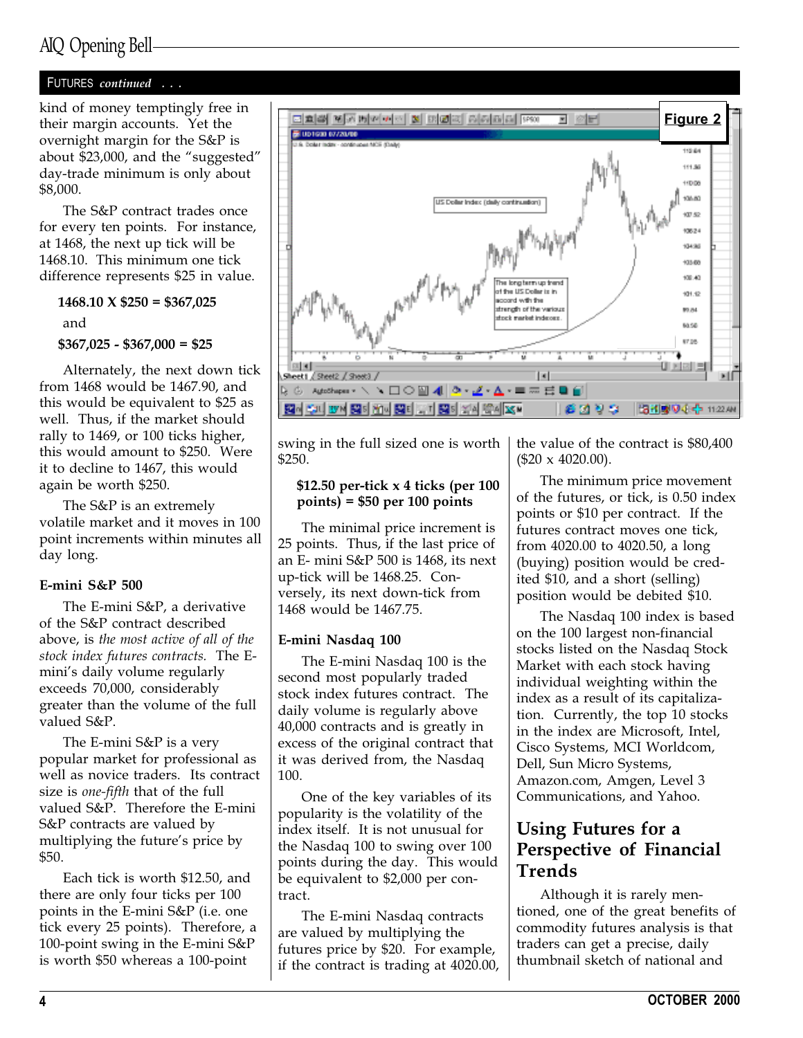kind of money temptingly free in their margin accounts. Yet the overnight margin for the S&P is about $23,000, and the "suggested" day-trade minimum is only about $8,000.

The S&P contract trades once for every ten points. For instance, at 1468, the next up tick will be 1468.10. This minimum one tick difference represents $25 in value.

**1468.10 X $250 = $367,025**

and

**$367,025 - $367,000 = $25**

Alternately, the next down tick from 1468 would be 1467.90, and this would be equivalent to $25 as well. Thus, if the market should rally to 1469, or 100 ticks higher, this would amount to $250. Were it to decline to 1467, this would again be worth $250.

The S&P is an extremely volatile market and it moves in 100 point increments within minutes all day long.

### E-mini S&P 500

The E-mini S&P, a derivative of the S&P contract described above, is *the most active of all of the stock index futures contracts.* The E-mini's daily volume regularly exceeds 70,000, considerably greater than the volume of the full valued S&P.

The E-mini S&P is a very popular market for professional as well as novice traders. Its contract size is *one-fifth* that of the full valued S&P. Therefore the E-mini S&P contracts are valued by multiplying the future's price by $50.

Each tick is worth $12.50, and there are only four ticks per 100 points in the E-mini S&P (i.e. one tick every 25 points). Therefore, a 100-point swing in the E-mini S&P is worth $50 whereas a 100-point swing in the full sized one is worth $250.

**$12.50 per-tick x 4 ticks (per 100 points) = $50 per 100 points**

The minimal price increment is 25 points. Thus, if the last price of an E- mini S&P 500 is 1468, its next up-tick will be 1468.25. Conversely, its next down-tick from 1468 would be 1467.75.

### E-mini Nasdaq 100

The E-mini Nasdaq 100 is the second most popularly traded stock index futures contract. The daily volume is regularly above 40,000 contracts and is greatly in excess of the original contract that it was derived from, the Nasdaq 100.

One of the key variables of its popularity is the volatility of the index itself. It is not unusual for the Nasdaq 100 to swing over 100 points during the day. This would be equivalent to $2,000 per contract.

The E-mini Nasdaq contracts are valued by multiplying the futures price by $20. For example, if the contract is trading at 4020.00, the value of the contract is $80,400 ($20 x 4020.00).

The minimum price movement of the futures, or tick, is 0.50 index points or $10 per contract. If the futures contract moves one tick, from 4020.00 to 4020.50, a long (buying) position would be credited $10, and a short (selling) position would be debited $10.

The Nasdaq 100 index is based on the 100 largest non-financial stocks listed on the Nasdaq Stock Market with each stock having individual weighting within the index as a result of its capitalization. Currently, the top 10 stocks in the index are Microsoft, Intel, Cisco Systems, MCI Worldcom, Dell, Sun Micro Systems, Amazon.com, Amgen, Level 3 Communications, and Yahoo.

**Figure 2**

## Using Futures for a Perspective of Financial Trends

Although it is rarely mentioned, one of the great benefits of commodity futures analysis is that traders can get a precise, daily thumbnail sketch of national and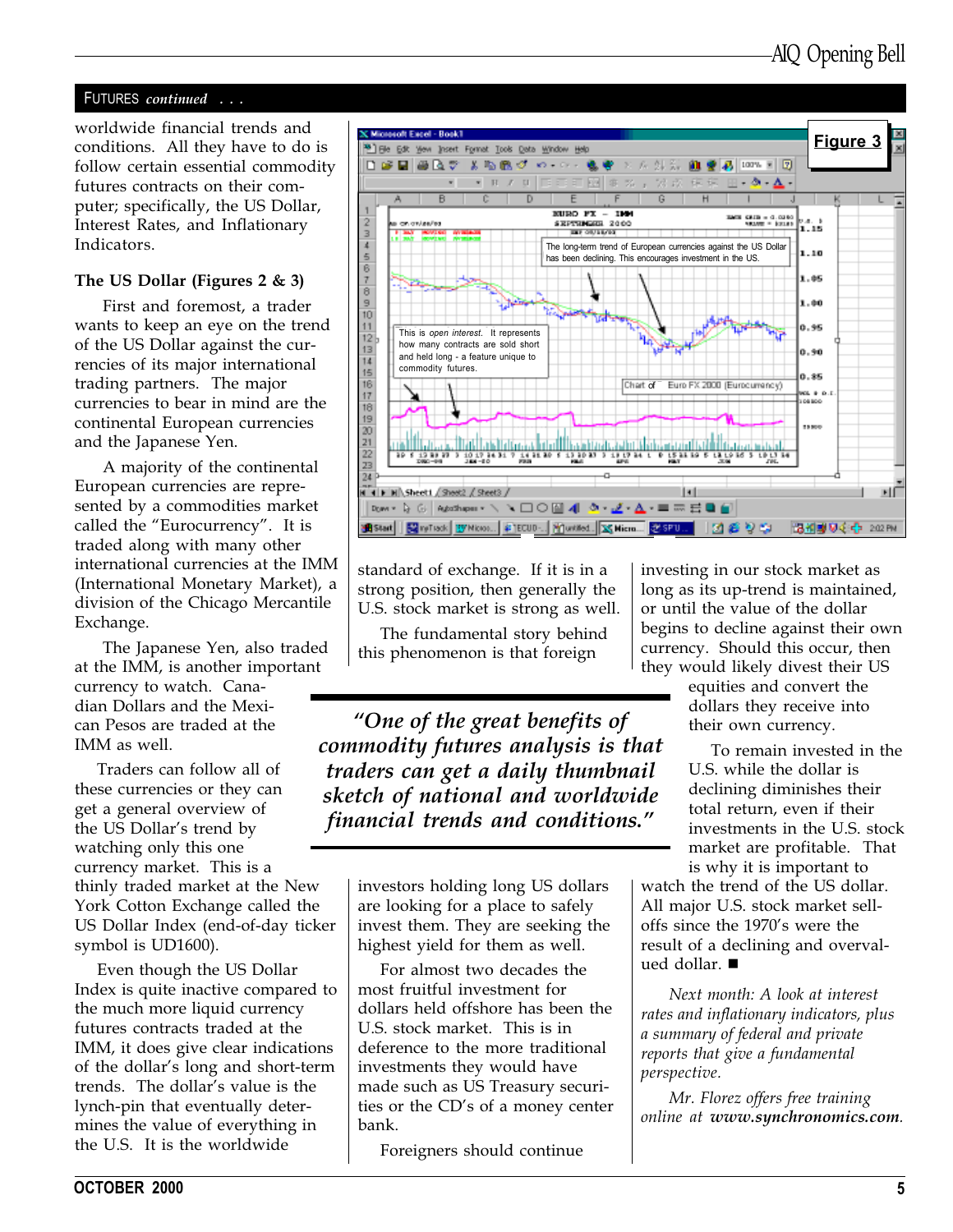## FUTURES *continued . . .*

worldwide financial trends and conditions. All they have to do is follow certain essential commodity futures contracts on their computer; specifically, the US Dollar, Interest Rates, and Inflationary Indicators.

**The US Dollar (Figures 2 & 3)**

First and foremost, a trader wants to keep an eye on the trend of the US Dollar against the currencies of its major international trading partners. The major currencies to bear in mind are the continental European currencies and the Japanese Yen.

A majority of the continental European currencies are represented by a commodities market called the "Eurocurrency". It is traded along with many other international currencies at the IMM (International Monetary Market), a division of the Chicago Mercantile Exchange.

The Japanese Yen, also traded at the IMM, is another important currency to watch. Canadian Dollars and the Mexican Pesos are traded at the IMM as well.

Traders can follow all of these currencies or they can get a general overview of the US Dollar's trend by watching only this one currency market. This is a thinly traded market at the New York Cotton Exchange called the US Dollar Index (end-of-day ticker symbol is UD1600).

Even though the US Dollar Index is quite inactive compared to the much more liquid currency futures contracts traded at the IMM, it does give clear indications of the dollar's long and short-term trends. The dollar's value is the lynch-pin that eventually determines the value of everything in the U.S. It is the worldwide standard of exchange. If it is in a strong position, then generally the U.S. stock market is strong as well.

**Figure 3**

The long-term trend of European currencies against the US Dollar has been declining. This encourages investment in the US.

This is *open interest*. It represents how many contracts are sold short and held long - a feature unique to commodity futures.

Chart of Euro FX 2000 (Eurocurrency)

The fundamental story behind this phenomenon is that foreign investors holding long US dollars are looking for a place to safely invest them. They are seeking the highest yield for them as well.

> *"One of the great benefits of commodity futures analysis is that traders can get a daily thumbnail sketch of national and worldwide financial trends and conditions."*

For almost two decades the most fruitful investment for dollars held offshore has been the U.S. stock market. This is in deference to the more traditional investments they would have made such as US Treasury securities or the CD's of a money center bank.

Foreigners should continue investing in our stock market as long as its up-trend is maintained, or until the value of the dollar begins to decline against their own currency. Should this occur, then they would likely divest their US equities and convert the dollars they receive into their own currency.

To remain invested in the U.S. while the dollar is declining diminishes their total return, even if their investments in the U.S. stock market are profitable. That is why it is important to watch the trend of the US dollar. All major U.S. stock market selloffs since the 1970's were the result of a declining and overvalued dollar. ■

*Next month: A look at interest rates and inflationary indicators, plus a summary of federal and private reports that give a fundamental perspective.*

*Mr. Florez offers free training online at* ***www.synchronomics.com****.*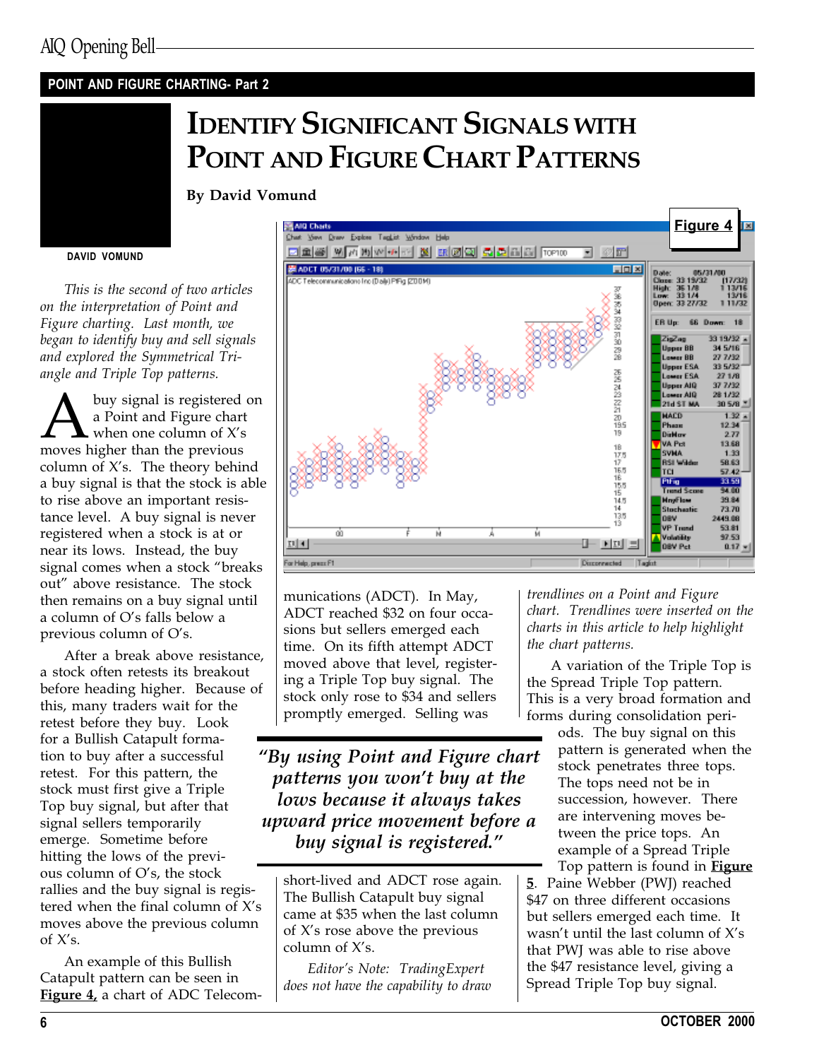POINT AND FIGURE CHARTING- Part 2

# IDENTIFY SIGNIFICANT SIGNALS WITH POINT AND FIGURE CHART PATTERNS

**By David Vomund**

DAVID VOMUND

*This is the second of two articles on the interpretation of Point and Figure charting. Last month, we began to identify buy and sell signals and explored the Symmetrical Triangle and Triple Top patterns.*

A buy signal is registered on a Point and Figure chart when one column of X's moves higher than the previous column of X's. The theory behind a buy signal is that the stock is able to rise above an important resistance level. A buy signal is never registered when a stock is at or near its lows. Instead, the buy signal comes when a stock "breaks out" above resistance. The stock then remains on a buy signal until a column of O's falls below a previous column of O's.

After a break above resistance, a stock often retests its breakout before heading higher. Because of this, many traders wait for the retest before they buy. Look for a Bullish Catapult formation to buy after a successful retest. For this pattern, the stock must first give a Triple Top buy signal, but after that signal sellers temporarily emerge. Sometime before hitting the lows of the previous column of O's, the stock rallies and the buy signal is registered when the final column of X's moves above the previous column of X's.

An example of this Bullish Catapult pattern can be seen in **Figure 4**, a chart of ADC Telecommunications (ADCT). In May, ADCT reached $32 on four occasions but sellers emerged each time. On its fifth attempt ADCT moved above that level, registering a Triple Top buy signal. The stock only rose to $34 and sellers promptly emerged. Selling was short-lived and ADCT rose again. The Bullish Catapult buy signal came at $35 when the last column of X's rose above the previous column of X's.

**Figure 4**

> *"By using Point and Figure chart patterns you won't buy at the lows because it always takes upward price movement before a buy signal is registered."*

*Editor's Note: TradingExpert does not have the capability to draw trendlines on a Point and Figure chart. Trendlines were inserted on the charts in this article to help highlight the chart patterns.*

A variation of the Triple Top is the Spread Triple Top pattern. This is a very broad formation and forms during consolidation periods. The buy signal on this pattern is generated when the stock penetrates three tops. The tops need not be in succession, however. There are intervening moves between the price tops. An example of a Spread Triple Top pattern is found in **Figure 5**. Paine Webber (PWJ) reached $47 on three different occasions but sellers emerged each time. It wasn't until the last column of X's that PWJ was able to rise above the $47 resistance level, giving a Spread Triple Top buy signal.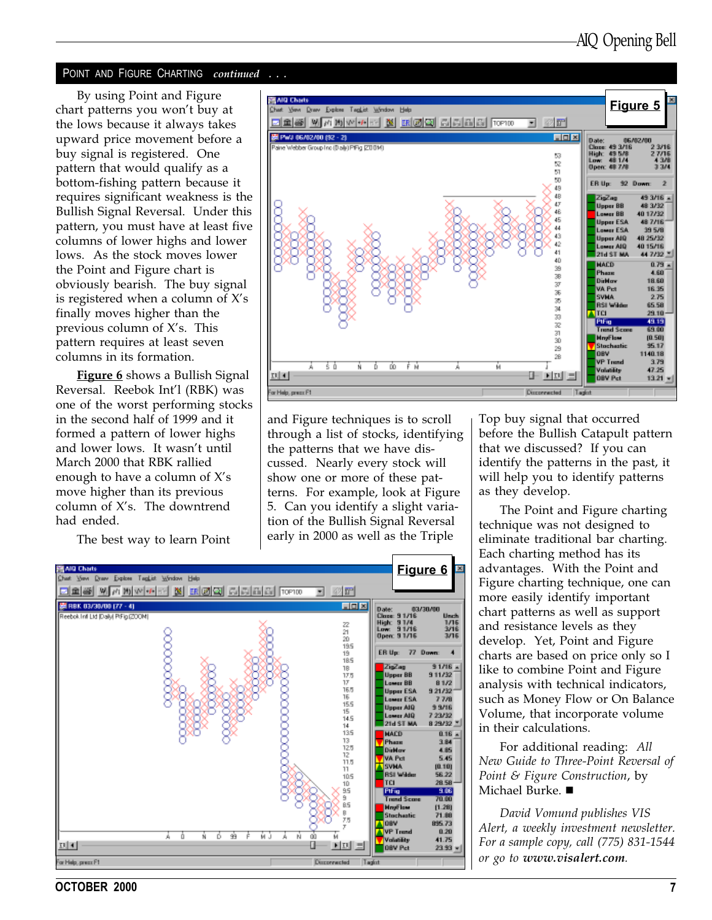## Point and Figure Charting *continued . . .*

By using Point and Figure chart patterns you won't buy at the lows because it always takes upward price movement before a buy signal is registered. One pattern that would qualify as a bottom-fishing pattern because it requires significant weakness is the Bullish Signal Reversal. Under this pattern, you must have at least five columns of lower highs and lower lows. As the stock moves lower the Point and Figure chart is obviously bearish. The buy signal is registered when a column of X's finally moves higher than the previous column of X's. This pattern requires at least seven columns in its formation.

**Figure 6** shows a Bullish Signal Reversal. Reebok Int'l (RBK) was one of the worst performing stocks in the second half of 1999 and it formed a pattern of lower highs and lower lows. It wasn't until March 2000 that RBK rallied enough to have a column of X's move higher than its previous column of X's. The downtrend had ended.

The best way to learn Point and Figure techniques is to scroll through a list of stocks, identifying the patterns that we have discussed. Nearly every stock will show one or more of these patterns. For example, look at Figure 5. Can you identify a slight variation of the Bullish Signal Reversal early in 2000 as well as the Triple Top buy signal that occurred before the Bullish Catapult pattern that we discussed? If you can identify the patterns in the past, it will help you to identify patterns as they develop.

**Figure 5**

**Figure 6**

The Point and Figure charting technique was not designed to eliminate traditional bar charting. Each charting method has its advantages. With the Point and Figure charting technique, one can more easily identify important chart patterns as well as support and resistance levels as they develop. Yet, Point and Figure charts are based on price only so I like to combine Point and Figure analysis with technical indicators, such as Money Flow or On Balance Volume, that incorporate volume in their calculations.

For additional reading: *All New Guide to Three-Point Reversal of Point & Figure Construction*, by Michael Burke. ■

*David Vomund publishes VIS Alert, a weekly investment newsletter. For a sample copy, call (775) 831-1544 or go to* ***www.visalert.com****.*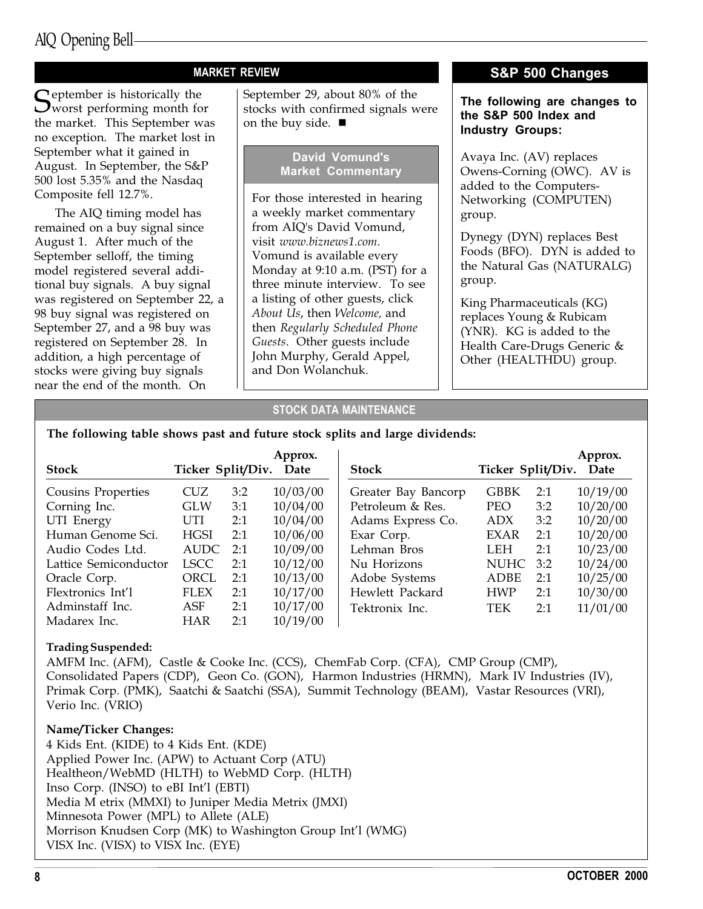## MARKET REVIEW

September is historically the worst performing month for the market. This September was no exception. The market lost in September what it gained in August. In September, the S&P 500 lost 5.35% and the Nasdaq Composite fell 12.7%.

The AIQ timing model has remained on a buy signal since August 1. After much of the September selloff, the timing model registered several additional buy signals. A buy signal was registered on September 22, a 98 buy signal was registered on September 27, and a 98 buy was registered on September 28. In addition, a high percentage of stocks were giving buy signals near the end of the month. On September 29, about 80% of the stocks with confirmed signals were on the buy side. ■

### David Vomund's Market Commentary

For those interested in hearing a weekly market commentary from AIQ's David Vomund, visit *www.biznews1.com*. Vomund is available every Monday at 9:10 a.m. (PST) for a three minute interview. To see a listing of other guests, click *About Us*, then *Welcome,* and then *Regularly Scheduled Phone Guests*. Other guests include John Murphy, Gerald Appel, and Don Wolanchuk.

## S&P 500 Changes

**The following are changes to the S&P 500 Index and Industry Groups:**

Avaya Inc. (AV) replaces Owens-Corning (OWC). AV is added to the Computers-Networking (COMPUTEN) group.

Dynegy (DYN) replaces Best Foods (BFO). DYN is added to the Natural Gas (NATURALG) group.

King Pharmaceuticals (KG) replaces Young & Rubicam (YNR). KG is added to the Health Care-Drugs Generic & Other (HEALTHDU) group.

## STOCK DATA MAINTENANCE

**The following table shows past and future stock splits and large dividends:**

| Stock | Ticker | Split/Div. | Approx. Date |
|---|---|---|---|
| Cousins Properties | CUZ | 3:2 | 10/03/00 |
| Corning Inc. | GLW | 3:1 | 10/04/00 |
| UTI Energy | UTI | 2:1 | 10/04/00 |
| Human Genome Sci. | HGSI | 2:1 | 10/06/00 |
| Audio Codes Ltd. | AUDC | 2:1 | 10/09/00 |
| Lattice Semiconductor | LSCC | 2:1 | 10/12/00 |
| Oracle Corp. | ORCL | 2:1 | 10/13/00 |
| Flextronics Int'l | FLEX | 2:1 | 10/17/00 |
| Adminstaff Inc. | ASF | 2:1 | 10/17/00 |
| Madarex Inc. | HAR | 2:1 | 10/19/00 |
| Greater Bay Bancorp | GBBK | 2:1 | 10/19/00 |
| Petroleum & Res. | PEO | 3:2 | 10/20/00 |
| Adams Express Co. | ADX | 3:2 | 10/20/00 |
| Exar Corp. | EXAR | 2:1 | 10/20/00 |
| Lehman Bros | LEH | 2:1 | 10/23/00 |
| Nu Horizons | NUHC | 3:2 | 10/24/00 |
| Adobe Systems | ADBE | 2:1 | 10/25/00 |
| Hewlett Packard | HWP | 2:1 | 10/30/00 |
| Tektronix Inc. | TEK | 2:1 | 11/01/00 |

**Trading Suspended:**

AMFM Inc. (AFM), Castle & Cooke Inc. (CCS), ChemFab Corp. (CFA), CMP Group (CMP), Consolidated Papers (CDP), Geon Co. (GON), Harmon Industries (HRMN), Mark IV Industries (IV), Primak Corp. (PMK), Saatchi & Saatchi (SSA), Summit Technology (BEAM), Vastar Resources (VRI), Verio Inc. (VRIO)

**Name/Ticker Changes:**

4 Kids Ent. (KIDE) to 4 Kids Ent. (KDE)
Applied Power Inc. (APW) to Actuant Corp (ATU)
Healtheon/WebMD (HLTH) to WebMD Corp. (HLTH)
Inso Corp. (INSO) to eBI Int'l (EBTI)
Media M etrix (MMXI) to Juniper Media Metrix (JMXI)
Minnesota Power (MPL) to Allete (ALE)
Morrison Knudsen Corp (MK) to Washington Group Int'l (WMG)
VISX Inc. (VISX) to VISX Inc. (EYE)